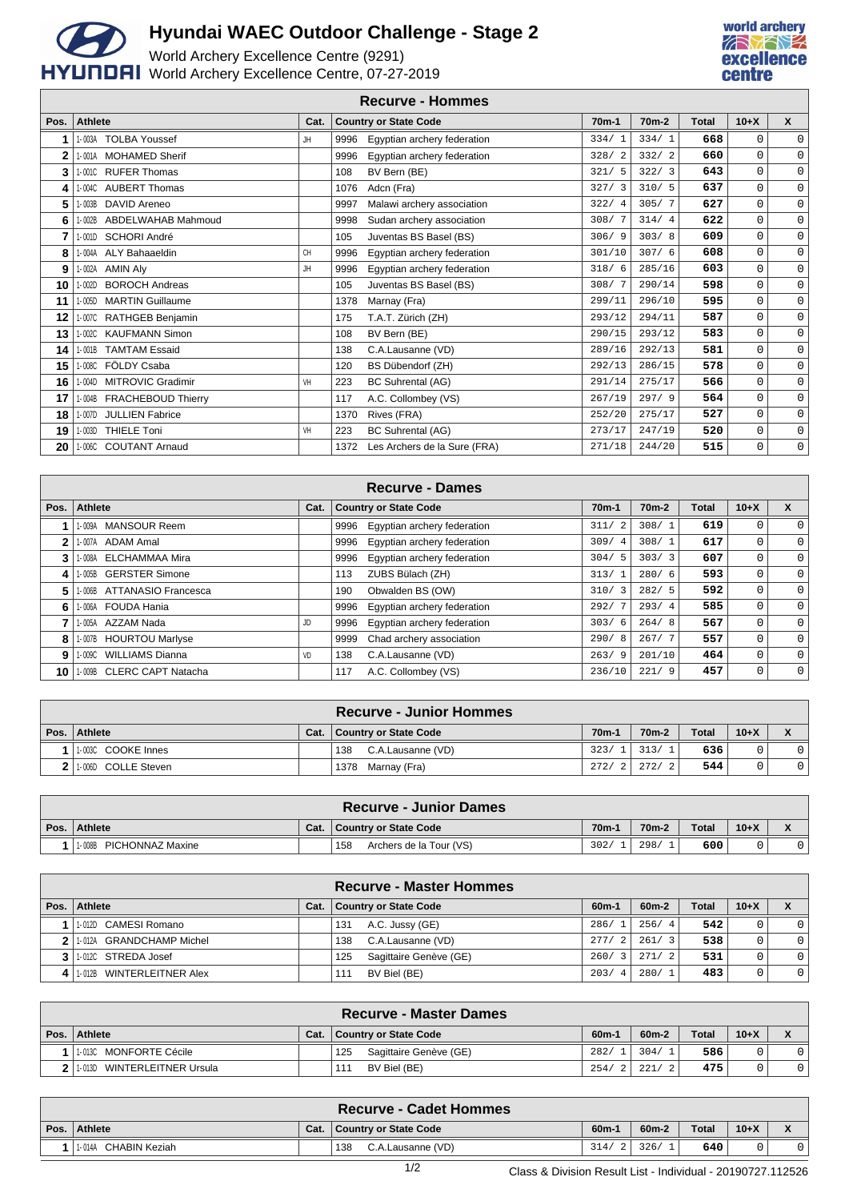# Hyundai WAEC Outdoor Challenge - Stage 2

World Archery Excellence Centre (9291)
World Archery Excellence Centre, 07-27-2019

## Recurve - Hommes

| Pos. | Athlete | Cat. | Country or State Code | 70m-1 | 70m-2 | Total | 10+X | X |
|---|---|---|---|---|---|---|---|---|
| 1 | 1-003A TOLBA Youssef | JH | 9996 Egyptian archery federation | 334/ 1 | 334/ 1 | 668 | 0 | 0 |
| 2 | 1-001A MOHAMED Sherif | | 9996 Egyptian archery federation | 328/ 2 | 332/ 2 | 660 | 0 | 0 |
| 3 | 1-001C RUFER Thomas | | 108 BV Bern (BE) | 321/ 5 | 322/ 3 | 643 | 0 | 0 |
| 4 | 1-004C AUBERT Thomas | | 1076 Adcn (Fra) | 327/ 3 | 310/ 5 | 637 | 0 | 0 |
| 5 | 1-003B DAVID Areneo | | 9997 Malawi archery association | 322/ 4 | 305/ 7 | 627 | 0 | 0 |
| 6 | 1-002B ABDELWAHAB Mahmoud | | 9998 Sudan archery association | 308/ 7 | 314/ 4 | 622 | 0 | 0 |
| 7 | 1-001D SCHORI André | | 105 Juventas BS Basel (BS) | 306/ 9 | 303/ 8 | 609 | 0 | 0 |
| 8 | 1-004A ALY Bahaaeldin | CH | 9996 Egyptian archery federation | 301/10 | 307/ 6 | 608 | 0 | 0 |
| 9 | 1-002A AMIN Aly | JH | 9996 Egyptian archery federation | 318/ 6 | 285/16 | 603 | 0 | 0 |
| 10 | 1-002D BOROCH Andreas | | 105 Juventas BS Basel (BS) | 308/ 7 | 290/14 | 598 | 0 | 0 |
| 11 | 1-005D MARTIN Guillaume | | 1378 Marnay (Fra) | 299/11 | 296/10 | 595 | 0 | 0 |
| 12 | 1-007C RATHGEB Benjamin | | 175 T.A.T. Zürich (ZH) | 293/12 | 294/11 | 587 | 0 | 0 |
| 13 | 1-002C KAUFMANN Simon | | 108 BV Bern (BE) | 290/15 | 293/12 | 583 | 0 | 0 |
| 14 | 1-001B TAMTAM Essaid | | 138 C.A.Lausanne (VD) | 289/16 | 292/13 | 581 | 0 | 0 |
| 15 | 1-008C FÖLDY Csaba | | 120 BS Dübendorf (ZH) | 292/13 | 286/15 | 578 | 0 | 0 |
| 16 | 1-004D MITROVIC Gradimir | VH | 223 BC Suhrental (AG) | 291/14 | 275/17 | 566 | 0 | 0 |
| 17 | 1-004B FRACHEBOUD Thierry | | 117 A.C. Collombey (VS) | 267/19 | 297/ 9 | 564 | 0 | 0 |
| 18 | 1-007D JULLIEN Fabrice | | 1370 Rives (FRA) | 252/20 | 275/17 | 527 | 0 | 0 |
| 19 | 1-003D THIELE Toni | VH | 223 BC Suhrental (AG) | 273/17 | 247/19 | 520 | 0 | 0 |
| 20 | 1-006C COUTANT Arnaud | | 1372 Les Archers de la Sure (FRA) | 271/18 | 244/20 | 515 | 0 | 0 |

## Recurve - Dames

| Pos. | Athlete | Cat. | Country or State Code | 70m-1 | 70m-2 | Total | 10+X | X |
|---|---|---|---|---|---|---|---|---|
| 1 | 1-009A MANSOUR Reem | | 9996 Egyptian archery federation | 311/ 2 | 308/ 1 | 619 | 0 | 0 |
| 2 | 1-007A ADAM Amal | | 9996 Egyptian archery federation | 309/ 4 | 308/ 1 | 617 | 0 | 0 |
| 3 | 1-008A ELCHAMMAA Mira | | 9996 Egyptian archery federation | 304/ 5 | 303/ 3 | 607 | 0 | 0 |
| 4 | 1-005B GERSTER Simone | | 113 ZUBS Bülach (ZH) | 313/ 1 | 280/ 6 | 593 | 0 | 0 |
| 5 | 1-006B ATTANASIO Francesca | | 190 Obwalden BS (OW) | 310/ 3 | 282/ 5 | 592 | 0 | 0 |
| 6 | 1-006A FOUDA Hania | | 9996 Egyptian archery federation | 292/ 7 | 293/ 4 | 585 | 0 | 0 |
| 7 | 1-005A AZZAM Nada | JD | 9996 Egyptian archery federation | 303/ 6 | 264/ 8 | 567 | 0 | 0 |
| 8 | 1-007B HOURTOU Marlyse | | 9999 Chad archery association | 290/ 8 | 267/ 7 | 557 | 0 | 0 |
| 9 | 1-009C WILLIAMS Dianna | VD | 138 C.A.Lausanne (VD) | 263/ 9 | 201/10 | 464 | 0 | 0 |
| 10 | 1-009B CLERC CAPT Natacha | | 117 A.C. Collombey (VS) | 236/10 | 221/ 9 | 457 | 0 | 0 |

## Recurve - Junior Hommes

| Pos. | Athlete | Cat. | Country or State Code | 70m-1 | 70m-2 | Total | 10+X | X |
|---|---|---|---|---|---|---|---|---|
| 1 | 1-003C COOKE Innes | | 138 C.A.Lausanne (VD) | 323/ 1 | 313/ 1 | 636 | 0 | 0 |
| 2 | 1-006D COLLE Steven | | 1378 Marnay (Fra) | 272/ 2 | 272/ 2 | 544 | 0 | 0 |

## Recurve - Junior Dames

| Pos. | Athlete | Cat. | Country or State Code | 70m-1 | 70m-2 | Total | 10+X | X |
|---|---|---|---|---|---|---|---|---|
| 1 | 1-008B PICHONNAZ Maxine | | 158 Archers de la Tour (VS) | 302/ 1 | 298/ 1 | 600 | 0 | 0 |

## Recurve - Master Hommes

| Pos. | Athlete | Cat. | Country or State Code | 60m-1 | 60m-2 | Total | 10+X | X |
|---|---|---|---|---|---|---|---|---|
| 1 | 1-012D CAMESI Romano | | 131 A.C. Jussy (GE) | 286/ 1 | 256/ 4 | 542 | 0 | 0 |
| 2 | 1-012A GRANDCHAMP Michel | | 138 C.A.Lausanne (VD) | 277/ 2 | 261/ 3 | 538 | 0 | 0 |
| 3 | 1-012C STREDA Josef | | 125 Sagittaire Genève (GE) | 260/ 3 | 271/ 2 | 531 | 0 | 0 |
| 4 | 1-012B WINTERLEITNER Alex | | 111 BV Biel (BE) | 203/ 4 | 280/ 1 | 483 | 0 | 0 |

## Recurve - Master Dames

| Pos. | Athlete | Cat. | Country or State Code | 60m-1 | 60m-2 | Total | 10+X | X |
|---|---|---|---|---|---|---|---|---|
| 1 | 1-013C MONFORTE Cécile | | 125 Sagittaire Genève (GE) | 282/ 1 | 304/ 1 | 586 | 0 | 0 |
| 2 | 1-013D WINTERLEITNER Ursula | | 111 BV Biel (BE) | 254/ 2 | 221/ 2 | 475 | 0 | 0 |

## Recurve - Cadet Hommes

| Pos. | Athlete | Cat. | Country or State Code | 60m-1 | 60m-2 | Total | 10+X | X |
|---|---|---|---|---|---|---|---|---|
| 1 | 1-014A CHABIN Keziah | | 138 C.A.Lausanne (VD) | 314/ 2 | 326/ 1 | 640 | 0 | 0 |

Class & Division Result List - Individual - 20190727.112526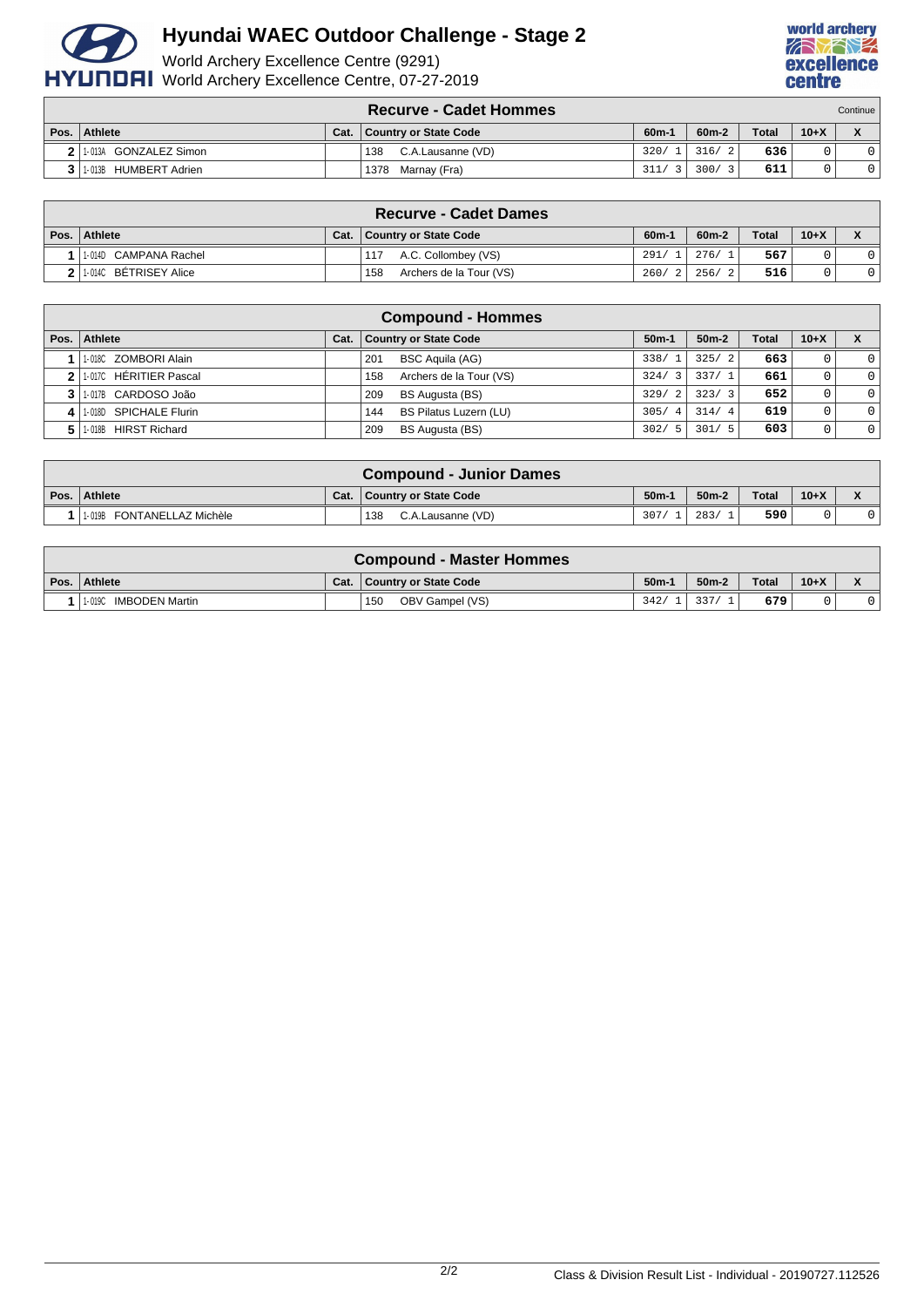# Hyundai WAEC Outdoor Challenge - Stage 2

World Archery Excellence Centre (9291)
World Archery Excellence Centre, 07-27-2019

## Recurve - Cadet Hommes

Continue

| Pos. | Athlete | Cat. | Country or State Code | 60m-1 | 60m-2 | Total | 10+X | X |
|---|---|---|---|---|---|---|---|---|
| 2 | 1-013A GONZALEZ Simon | | 138 C.A.Lausanne (VD) | 320/ 1 | 316/ 2 | 636 | 0 | 0 |
| 3 | 1-013B HUMBERT Adrien | | 1378 Marnay (Fra) | 311/ 3 | 300/ 3 | 611 | 0 | 0 |

## Recurve - Cadet Dames

| Pos. | Athlete | Cat. | Country or State Code | 60m-1 | 60m-2 | Total | 10+X | X |
|---|---|---|---|---|---|---|---|---|
| 1 | 1-014D CAMPANA Rachel | | 117 A.C. Collombey (VS) | 291/ 1 | 276/ 1 | 567 | 0 | 0 |
| 2 | 1-014C BÉTRISEY Alice | | 158 Archers de la Tour (VS) | 260/ 2 | 256/ 2 | 516 | 0 | 0 |

## Compound - Hommes

| Pos. | Athlete | Cat. | Country or State Code | 50m-1 | 50m-2 | Total | 10+X | X |
|---|---|---|---|---|---|---|---|---|
| 1 | 1-018C ZOMBORI Alain | | 201 BSC Aquila (AG) | 338/ 1 | 325/ 2 | 663 | 0 | 0 |
| 2 | 1-017C HÉRITIER Pascal | | 158 Archers de la Tour (VS) | 324/ 3 | 337/ 1 | 661 | 0 | 0 |
| 3 | 1-017B CARDOSO João | | 209 BS Augusta (BS) | 329/ 2 | 323/ 3 | 652 | 0 | 0 |
| 4 | 1-018D SPICHALE Flurin | | 144 BS Pilatus Luzern (LU) | 305/ 4 | 314/ 4 | 619 | 0 | 0 |
| 5 | 1-018B HIRST Richard | | 209 BS Augusta (BS) | 302/ 5 | 301/ 5 | 603 | 0 | 0 |

## Compound - Junior Dames

| Pos. | Athlete | Cat. | Country or State Code | 50m-1 | 50m-2 | Total | 10+X | X |
|---|---|---|---|---|---|---|---|---|
| 1 | 1-019B FONTANELLAZ Michèle | | 138 C.A.Lausanne (VD) | 307/ 1 | 283/ 1 | 590 | 0 | 0 |

## Compound - Master Hommes

| Pos. | Athlete | Cat. | Country or State Code | 50m-1 | 50m-2 | Total | 10+X | X |
|---|---|---|---|---|---|---|---|---|
| 1 | 1-019C IMBODEN Martin | | 150 OBV Gampel (VS) | 342/ 1 | 337/ 1 | 679 | 0 | 0 |

Class & Division Result List - Individual - 20190727.112526